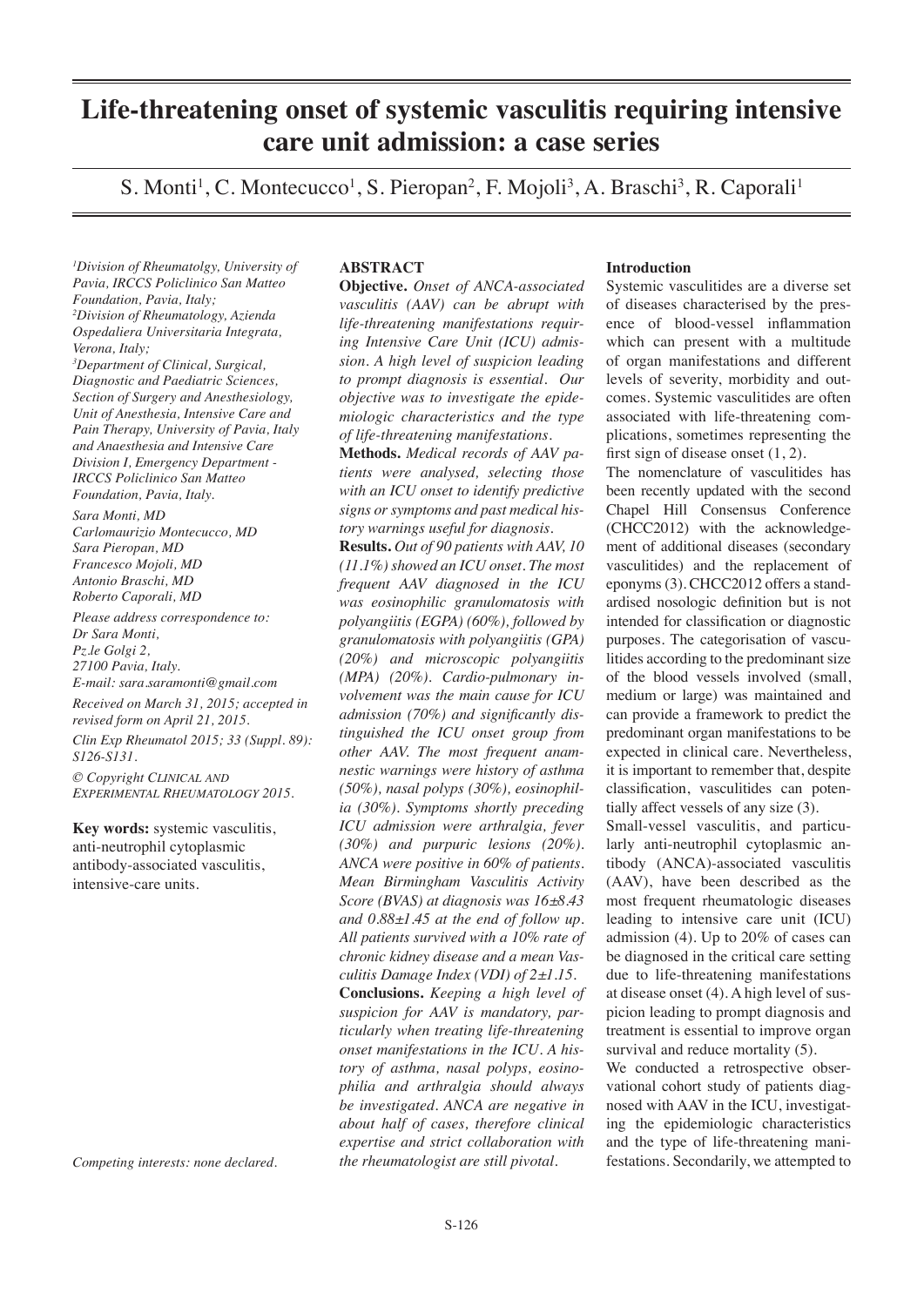# Life-threatening onset of systemic vasculitis requiring intensive care unit admission: a case series

S. Monti[1], C. Montecucco[1], S. Pieropan[2], F. Mojoli[3], A. Braschi[3], R. Caporali[1]

[1]Division of Rheumatolgy, University of Pavia, IRCCS Policlinico San Matteo Foundation, Pavia, Italy;
[2]Division of Rheumatology, Azienda Ospedaliera Universitaria Integrata, Verona, Italy;
[3]Department of Clinical, Surgical, Diagnostic and Paediatric Sciences, Section of Surgery and Anesthesiology, Unit of Anesthesia, Intensive Care and Pain Therapy, University of Pavia, Italy and Anaesthesia and Intensive Care Division I, Emergency Department - IRCCS Policlinico San Matteo Foundation, Pavia, Italy.

Sara Monti, MD
Carlomaurizio Montecucco, MD
Sara Pieropan, MD
Francesco Mojoli, MD
Antonio Braschi, MD
Roberto Caporali, MD

Please address correspondence to:
Dr Sara Monti,
Pz.le Golgi 2,
27100 Pavia, Italy.
E-mail: sara.saramonti@gmail.com

Received on March 31, 2015; accepted in revised form on April 21, 2015.

Clin Exp Rheumatol 2015; 33 (Suppl. 89): S126-S131.

© Copyright Clinical and Experimental Rheumatology 2015.

**Key words:** systemic vasculitis, anti-neutrophil cytoplasmic antibody-associated vasculitis, intensive-care units.

Competing interests: none declared.

## ABSTRACT

**Objective.** *Onset of ANCA-associated vasculitis (AAV) can be abrupt with life-threatening manifestations requiring Intensive Care Unit (ICU) admission. A high level of suspicion leading to prompt diagnosis is essential. Our objective was to investigate the epidemiologic characteristics and the type of life-threatening manifestations.*

**Methods.** *Medical records of AAV patients were analysed, selecting those with an ICU onset to identify predictive signs or symptoms and past medical history warnings useful for diagnosis.*

**Results.** *Out of 90 patients with AAV, 10 (11.1%) showed an ICU onset. The most frequent AAV diagnosed in the ICU was eosinophilic granulomatosis with polyangiitis (EGPA) (60%), followed by granulomatosis with polyangiitis (GPA) (20%) and microscopic polyangiitis (MPA) (20%). Cardio-pulmonary involvement was the main cause for ICU admission (70%) and significantly distinguished the ICU onset group from other AAV. The most frequent anamnestic warnings were history of asthma (50%), nasal polyps (30%), eosinophilia (30%). Symptoms shortly preceding ICU admission were arthralgia, fever (30%) and purpuric lesions (20%). ANCA were positive in 60% of patients. Mean Birmingham Vasculitis Activity Score (BVAS) at diagnosis was 16±8.43 and 0.88±1.45 at the end of follow up. All patients survived with a 10% rate of chronic kidney disease and a mean Vasculitis Damage Index (VDI) of 2±1.15.*

**Conclusions.** *Keeping a high level of suspicion for AAV is mandatory, particularly when treating life-threatening onset manifestations in the ICU. A history of asthma, nasal polyps, eosinophilia and arthralgia should always be investigated. ANCA are negative in about half of cases, therefore clinical expertise and strict collaboration with the rheumatologist are still pivotal.*

## Introduction

Systemic vasculitides are a diverse set of diseases characterised by the presence of blood-vessel inflammation which can present with a multitude of organ manifestations and different levels of severity, morbidity and outcomes. Systemic vasculitides are often associated with life-threatening complications, sometimes representing the first sign of disease onset (1, 2).

The nomenclature of vasculitides has been recently updated with the second Chapel Hill Consensus Conference (CHCC2012) with the acknowledgement of additional diseases (secondary vasculitides) and the replacement of eponyms (3). CHCC2012 offers a standardised nosologic definition but is not intended for classification or diagnostic purposes. The categorisation of vasculitides according to the predominant size of the blood vessels involved (small, medium or large) was maintained and can provide a framework to predict the predominant organ manifestations to be expected in clinical care. Nevertheless, it is important to remember that, despite classification, vasculitides can potentially affect vessels of any size (3).

Small-vessel vasculitis, and particularly anti-neutrophil cytoplasmic antibody (ANCA)-associated vasculitis (AAV), have been described as the most frequent rheumatologic diseases leading to intensive care unit (ICU) admission (4). Up to 20% of cases can be diagnosed in the critical care setting due to life-threatening manifestations at disease onset (4). A high level of suspicion leading to prompt diagnosis and treatment is essential to improve organ survival and reduce mortality (5).

We conducted a retrospective observational cohort study of patients diagnosed with AAV in the ICU, investigating the epidemiologic characteristics and the type of life-threatening manifestations. Secondarily, we attempted to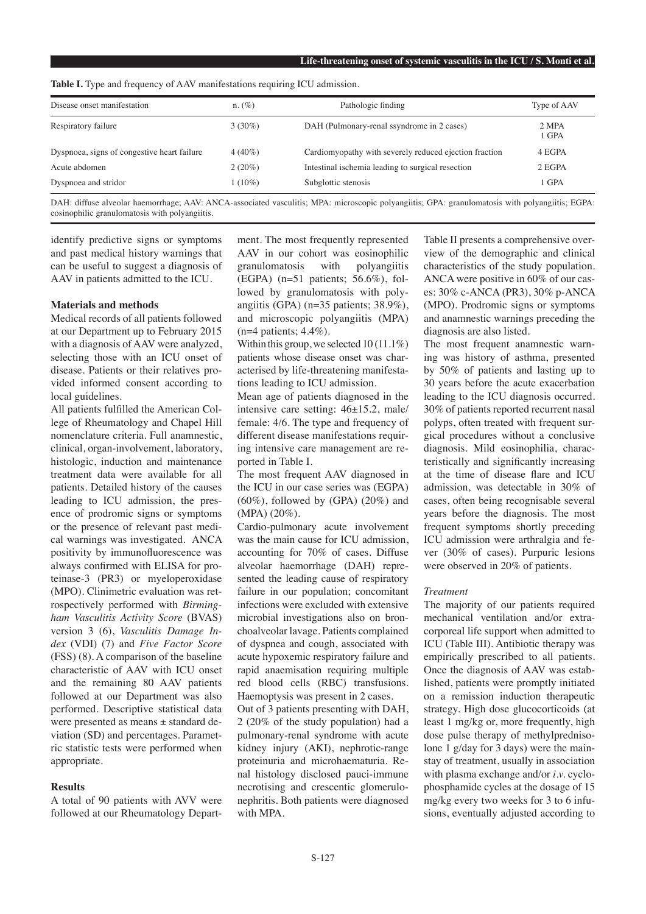**Table I.** Type and frequency of AAV manifestations requiring ICU admission.

| Disease onset manifestation | n. (%) | Pathologic finding | Type of AAV |
|---|---|---|---|
| Respiratory failure | 3 (30%) | DAH (Pulmonary-renal ssyndrome in 2 cases) | 2 MPA<br>1 GPA |
| Dyspnoea, signs of congestive heart failure | 4 (40%) | Cardiomyopathy with severely reduced ejection fraction | 4 EGPA |
| Acute abdomen | 2 (20%) | Intestinal ischemia leading to surgical resection | 2 EGPA |
| Dyspnoea and stridor | 1 (10%) | Subglottic stenosis | 1 GPA |

DAH: diffuse alveolar haemorrhage; AAV: ANCA-associated vasculitis; MPA: microscopic polyangiitis; GPA: granulomatosis with polyangiitis; EGPA: eosinophilic granulomatosis with polyangiitis.

identify predictive signs or symptoms and past medical history warnings that can be useful to suggest a diagnosis of AAV in patients admitted to the ICU.

## Materials and methods

Medical records of all patients followed at our Department up to February 2015 with a diagnosis of AAV were analyzed, selecting those with an ICU onset of disease. Patients or their relatives provided informed consent according to local guidelines.

All patients fulfilled the American College of Rheumatology and Chapel Hill nomenclature criteria. Full anamnestic, clinical, organ-involvement, laboratory, histologic, induction and maintenance treatment data were available for all patients. Detailed history of the causes leading to ICU admission, the presence of prodromic signs or symptoms or the presence of relevant past medical warnings was investigated. ANCA positivity by immunofluorescence was always confirmed with ELISA for proteinase-3 (PR3) or myeloperoxidase (MPO). Clinimetric evaluation was retrospectively performed with *Birmingham Vasculitis Activity Score* (BVAS) version 3 (6), *Vasculitis Damage Index* (VDI) (7) and *Five Factor Score* (FSS) (8). A comparison of the baseline characteristic of AAV with ICU onset and the remaining 80 AAV patients followed at our Department was also performed. Descriptive statistical data were presented as means ± standard deviation (SD) and percentages. Parametric statistic tests were performed when appropriate.

## Results

A total of 90 patients with AVV were followed at our Rheumatology Department. The most frequently represented AAV in our cohort was eosinophilic granulomatosis with polyangiitis (EGPA) (n=51 patients; 56.6%), followed by granulomatosis with polyangiitis (GPA) (n=35 patients; 38.9%), and microscopic polyangiitis (MPA) (n=4 patients; 4.4%).

Within this group, we selected 10 (11.1%) patients whose disease onset was characterised by life-threatening manifestations leading to ICU admission.

Mean age of patients diagnosed in the intensive care setting: 46±15.2, male/female: 4/6. The type and frequency of different disease manifestations requiring intensive care management are reported in Table I.

The most frequent AAV diagnosed in the ICU in our case series was (EGPA) (60%), followed by (GPA) (20%) and (MPA) (20%).

Cardio-pulmonary acute involvement was the main cause for ICU admission, accounting for 70% of cases. Diffuse alveolar haemorrhage (DAH) represented the leading cause of respiratory failure in our population; concomitant infections were excluded with extensive microbial investigations also on bronchoalveolar lavage. Patients complained of dyspnea and cough, associated with acute hypoxemic respiratory failure and rapid anaemisation requiring multiple red blood cells (RBC) transfusions. Haemoptysis was present in 2 cases.

Out of 3 patients presenting with DAH, 2 (20% of the study population) had a pulmonary-renal syndrome with acute kidney injury (AKI), nephrotic-range proteinuria and microhaematuria. Renal histology disclosed pauci-immune necrotising and crescentic glomerulonephritis. Both patients were diagnosed with MPA.

Table II presents a comprehensive overview of the demographic and clinical characteristics of the study population. ANCA were positive in 60% of our cases: 30% c-ANCA (PR3), 30% p-ANCA (MPO). Prodromic signs or symptoms and anamnestic warnings preceding the diagnosis are also listed.

The most frequent anamnestic warning was history of asthma, presented by 50% of patients and lasting up to 30 years before the acute exacerbation leading to the ICU diagnosis occurred. 30% of patients reported recurrent nasal polyps, often treated with frequent surgical procedures without a conclusive diagnosis. Mild eosinophilia, characteristically and significantly increasing at the time of disease flare and ICU admission, was detectable in 30% of cases, often being recognisable several years before the diagnosis. The most frequent symptoms shortly preceding ICU admission were arthralgia and fever (30% of cases). Purpuric lesions were observed in 20% of patients.

### *Treatment*

The majority of our patients required mechanical ventilation and/or extracorporeal life support when admitted to ICU (Table III). Antibiotic therapy was empirically prescribed to all patients. Once the diagnosis of AAV was established, patients were promptly initiated on a remission induction therapeutic strategy. High dose glucocorticoids (at least 1 mg/kg or, more frequently, high dose pulse therapy of methylprednisolone 1 g/day for 3 days) were the mainstay of treatment, usually in association with plasma exchange and/or *i.v.* cyclophosphamide cycles at the dosage of 15 mg/kg every two weeks for 3 to 6 infusions, eventually adjusted according to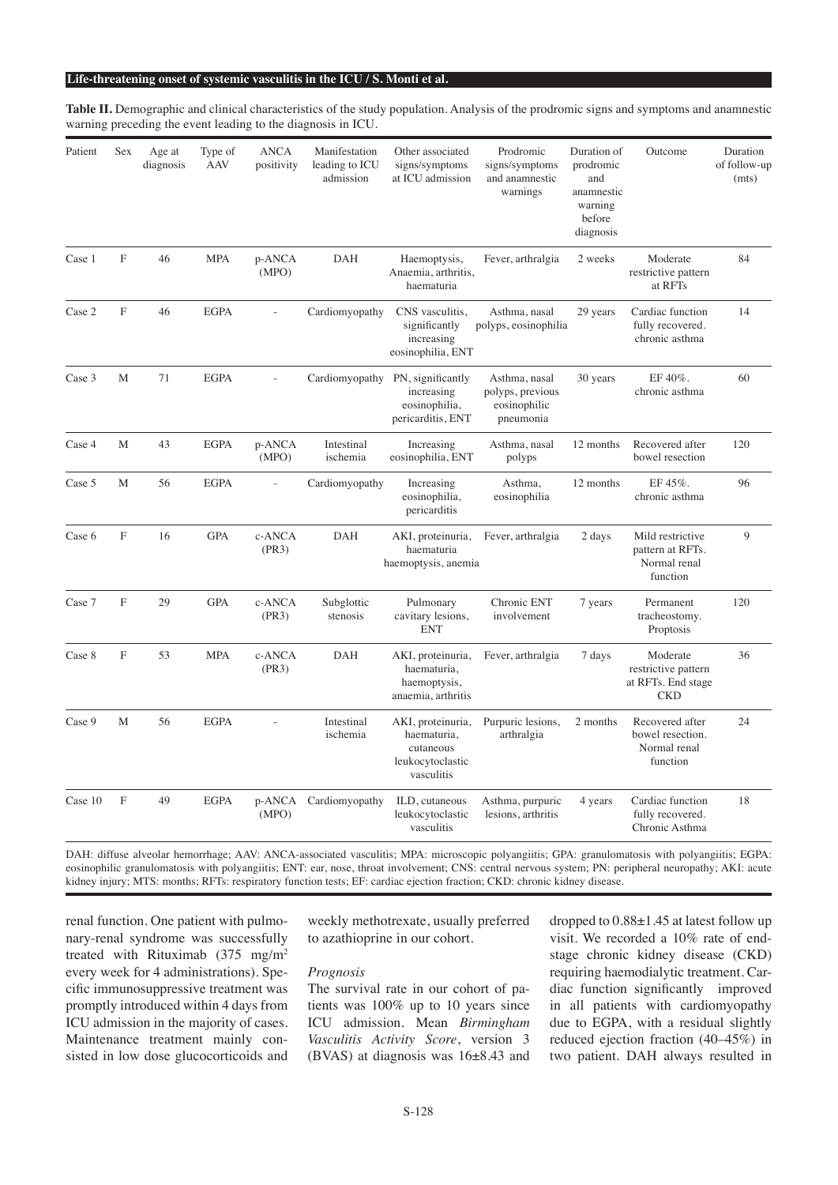**Table II.** Demographic and clinical characteristics of the study population. Analysis of the prodromic signs and symptoms and anamnestic warning preceding the event leading to the diagnosis in ICU.

| Patient | Sex | Age at diagnosis | Type of AAV | ANCA positivity | Manifestation leading to ICU admission | Other associated signs/symptoms at ICU admission | Prodromic signs/symptoms and anamnestic warnings | Duration of prodromic and anamnestic warning before diagnosis | Outcome | Duration of follow-up (mts) |
|---|---|---|---|---|---|---|---|---|---|---|
| Case 1 | F | 46 | MPA | p-ANCA (MPO) | DAH | Haemoptysis, Anaemia, arthritis, haematuria | Fever, arthralgia | 2 weeks | Moderate restrictive pattern at RFTs | 84 |
| Case 2 | F | 46 | EGPA | - | Cardiomyopathy | CNS vasculitis, significantly increasing eosinophilia, ENT | Asthma, nasal polyps, eosinophilia | 29 years | Cardiac function fully recovered. chronic asthma | 14 |
| Case 3 | M | 71 | EGPA | - | Cardiomyopathy | PN, significantly increasing eosinophilia, pericarditis, ENT | Asthma, nasal polyps, previous eosinophilic pneumonia | 30 years | EF 40%. chronic asthma | 60 |
| Case 4 | M | 43 | EGPA | p-ANCA (MPO) | Intestinal ischemia | Increasing eosinophilia, ENT | Asthma, nasal polyps | 12 months | Recovered after bowel resection | 120 |
| Case 5 | M | 56 | EGPA | - | Cardiomyopathy | Increasing eosinophilia, pericarditis | Asthma, eosinophilia | 12 months | EF 45%. chronic asthma | 96 |
| Case 6 | F | 16 | GPA | c-ANCA (PR3) | DAH | AKI, proteinuria, haematuria haemoptysis, anemia | Fever, arthralgia | 2 days | Mild restrictive pattern at RFTs. Normal renal function | 9 |
| Case 7 | F | 29 | GPA | c-ANCA (PR3) | Subglottic stenosis | Pulmonary cavitary lesions, ENT | Chronic ENT involvement | 7 years | Permanent tracheostomy. Proptosis | 120 |
| Case 8 | F | 53 | MPA | c-ANCA (PR3) | DAH | AKI, proteinuria, haematuria, haemoptysis, anaemia, arthritis | Fever, arthralgia | 7 days | Moderate restrictive pattern at RFTs. End stage CKD | 36 |
| Case 9 | M | 56 | EGPA | - | Intestinal ischemia | AKI, proteinuria, haematuria, cutaneous leukocytoclastic vasculitis | Purpuric lesions, arthralgia | 2 months | Recovered after bowel resection. Normal renal function | 24 |
| Case 10 | F | 49 | EGPA | p-ANCA (MPO) | Cardiomyopathy | ILD, cutaneous leukocytoclastic vasculitis | Asthma, purpuric lesions, arthritis | 4 years | Cardiac function fully recovered. Chronic Asthma | 18 |

DAH: diffuse alveolar hemorrhage; AAV: ANCA-associated vasculitis; MPA: microscopic polyangiitis; GPA: granulomatosis with polyangiitis; EGPA: eosinophilic granulomatosis with polyangiitis; ENT: ear, nose, throat involvement; CNS: central nervous system; PN: peripheral neuropathy; AKI: acute kidney injury; MTS: months; RFTs: respiratory function tests; EF: cardiac ejection fraction; CKD: chronic kidney disease.

renal function. One patient with pulmonary-renal syndrome was successfully treated with Rituximab (375 mg/m$^2$ every week for 4 administrations). Specific immunosuppressive treatment was promptly introduced within 4 days from ICU admission in the majority of cases. Maintenance treatment mainly consisted in low dose glucocorticoids and weekly methotrexate, usually preferred to azathioprine in our cohort.

### Prognosis

The survival rate in our cohort of patients was 100% up to 10 years since ICU admission. Mean *Birmingham Vasculitis Activity Score*, version 3 (BVAS) at diagnosis was 16±8.43 and dropped to 0.88±1.45 at latest follow up visit. We recorded a 10% rate of end-stage chronic kidney disease (CKD) requiring haemodialytic treatment. Cardiac function significantly improved in all patients with cardiomyopathy due to EGPA, with a residual slightly reduced ejection fraction (40–45%) in two patient. DAH always resulted in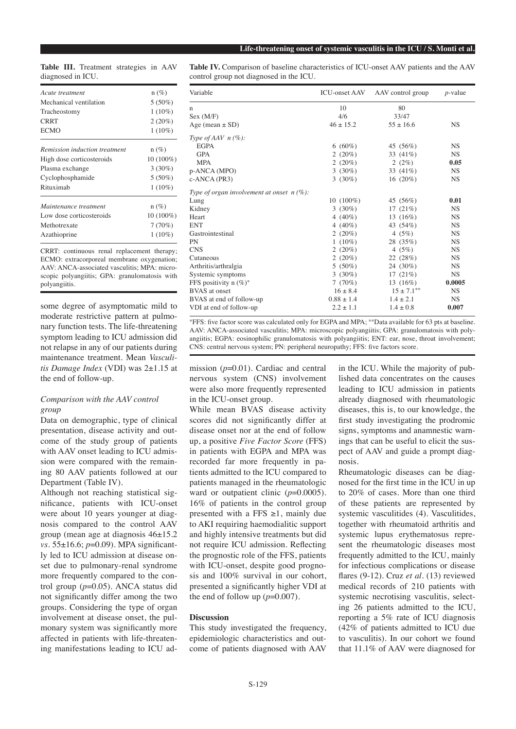**Table III.** Treatment strategies in AAV diagnosed in ICU.

| *Acute treatment* | n (%) |
|---|---|
| Mechanical ventilation | 5 (50%) |
| Tracheostomy | 1 (10%) |
| CRRT | 2 (20%) |
| ECMO | 1 (10%) |
| *Remission induction treatment* | n (%) |
| High dose corticosteroids | 10 (100%) |
| Plasma exchange | 3 (30%) |
| Cyclophosphamide | 5 (50%) |
| Rituximab | 1 (10%) |
| *Maintenance treatment* | n (%) |
| Low dose corticosteroids | 10 (100%) |
| Methotrexate | 7 (70%) |
| Azathioprine | 1 (10%) |

CRRT: continuous renal replacement therapy; ECMO: extracorporeal membrane oxygenation; AAV: ANCA-associated vasculitis; MPA: microscopic polyangiitis; GPA: granulomatosis with polyangiitis.

some degree of asymptomatic mild to moderate restrictive pattern at pulmonary function tests. The life-threatening symptom leading to ICU admission did not relapse in any of our patients during maintenance treatment. Mean *Vasculitis Damage Index* (VDI) was 2±1.15 at the end of follow-up.

### *Comparison with the AAV control group*

Data on demographic, type of clinical presentation, disease activity and outcome of the study group of patients with AAV onset leading to ICU admission were compared with the remaining 80 AAV patients followed at our Department (Table IV).

Although not reaching statistical significance, patients with ICU-onset were about 10 years younger at diagnosis compared to the control AAV group (mean age at diagnosis 46±15.2 *vs.* 55±16.6; *p*=0.09). MPA significantly led to ICU admission at disease onset due to pulmonary-renal syndrome more frequently compared to the control group (*p*=0.05). ANCA status did not significantly differ among the two groups. Considering the type of organ involvement at disease onset, the pulmonary system was significantly more affected in patients with life-threatening manifestations leading to ICU admission (*p*=0.01). Cardiac and central nervous system (CNS) involvement were also more frequently represented in the ICU-onset group.

**Table IV.** Comparison of baseline characteristics of ICU-onset AAV patients and the AAV control group not diagnosed in the ICU.

| Variable | ICU-onset AAV | AAV control group | *p*-value |
|---|---|---|---|
| n | 10 | 80 | |
| Sex (M/F) | 4/6 | 33/47 | |
| Age (mean ± SD) | 46 ± 15.2 | 55 ± 16.6 | NS |
| *Type of AAV n (%):* | | | |
| EGPA | 6 (60%) | 45 (56%) | NS |
| GPA | 2 (20%) | 33 (41%) | NS |
| MPA | 2 (20%) | 2 (2%) | **0.05** |
| p-ANCA (MPO) | 3 (30%) | 33 (41%) | NS |
| c-ANCA (PR3) | 3 (30%) | 16 (20%) | NS |
| *Type of organ involvement at onset n (%):* | | | |
| Lung | 10 (100%) | 45 (56%) | **0.01** |
| Kidney | 3 (30%) | 17 (21%) | NS |
| Heart | 4 (40%) | 13 (16%) | NS |
| ENT | 4 (40%) | 43 (54%) | NS |
| Gastrointestinal | 2 (20%) | 4 (5%) | NS |
| PN | 1 (10%) | 28 (35%) | NS |
| CNS | 2 (20%) | 4 (5%) | NS |
| Cutaneous | 2 (20%) | 22 (28%) | NS |
| Arthritis/arthralgia | 5 (50%) | 24 (30%) | NS |
| Systemic symptoms | 3 (30%) | 17 (21%) | NS |
| FFS positivity n (%)* | 7 (70%) | 13 (16%) | **0.0005** |
| BVAS at onset | 16 ± 8.4 | 15 ± 7.1** | NS |
| BVAS at end of follow-up | 0.88 ± 1.4 | 1.4 ± 2.1 | NS |
| VDI at end of follow-up | 2.2 ± 1.1 | 1.4 ± 0.8 | **0.007** |

*FFS: five factor score was calculated only for EGPA and MPA; **Data available for 63 pts at baseline. AAV: ANCA-associated vasculitis; MPA: microscopic polyangiitis; GPA: granulomatosis with polyangiitis; EGPA: eosinophilic granulomatosis with polyangiitis; ENT: ear, nose, throat involvement; CNS: central nervous system; PN: peripheral neuropathy; FFS: five factors score.

While mean BVAS disease activity scores did not significantly differ at disease onset nor at the end of follow up, a positive *Five Factor Score* (FFS) in patients with EGPA and MPA was recorded far more frequently in patients admitted to the ICU compared to patients managed in the rheumatologic ward or outpatient clinic (*p*=0.0005). 16% of patients in the control group presented with a FFS ≥1, mainly due to AKI requiring haemodialitic support and highly intensive treatments but did not require ICU admission. Reflecting the prognostic role of the FFS, patients with ICU-onset, despite good prognosis and 100% survival in our cohort, presented a significantly higher VDI at the end of follow up (*p*=0.007).

## Discussion

This study investigated the frequency, epidemiologic characteristics and outcome of patients diagnosed with AAV in the ICU. While the majority of published data concentrates on the causes leading to ICU admission in patients already diagnosed with rheumatologic diseases, this is, to our knowledge, the first study investigating the prodromic signs, symptoms and anamnestic warnings that can be useful to elicit the suspect of AAV and guide a prompt diagnosis.

Rheumatologic diseases can be diagnosed for the first time in the ICU in up to 20% of cases. More than one third of these patients are represented by systemic vasculitides (4). Vasculitides, together with rheumatoid arthritis and systemic lupus erythematosus represent the rheumatologic diseases most frequently admitted to the ICU, mainly for infectious complications or disease flares (9-12). Cruz *et al.* (13) reviewed medical records of 210 patients with systemic necrotising vasculitis, selecting 26 patients admitted to the ICU, reporting a 5% rate of ICU diagnosis (42% of patients admitted to ICU due to vasculitis). In our cohort we found that 11.1% of AAV were diagnosed for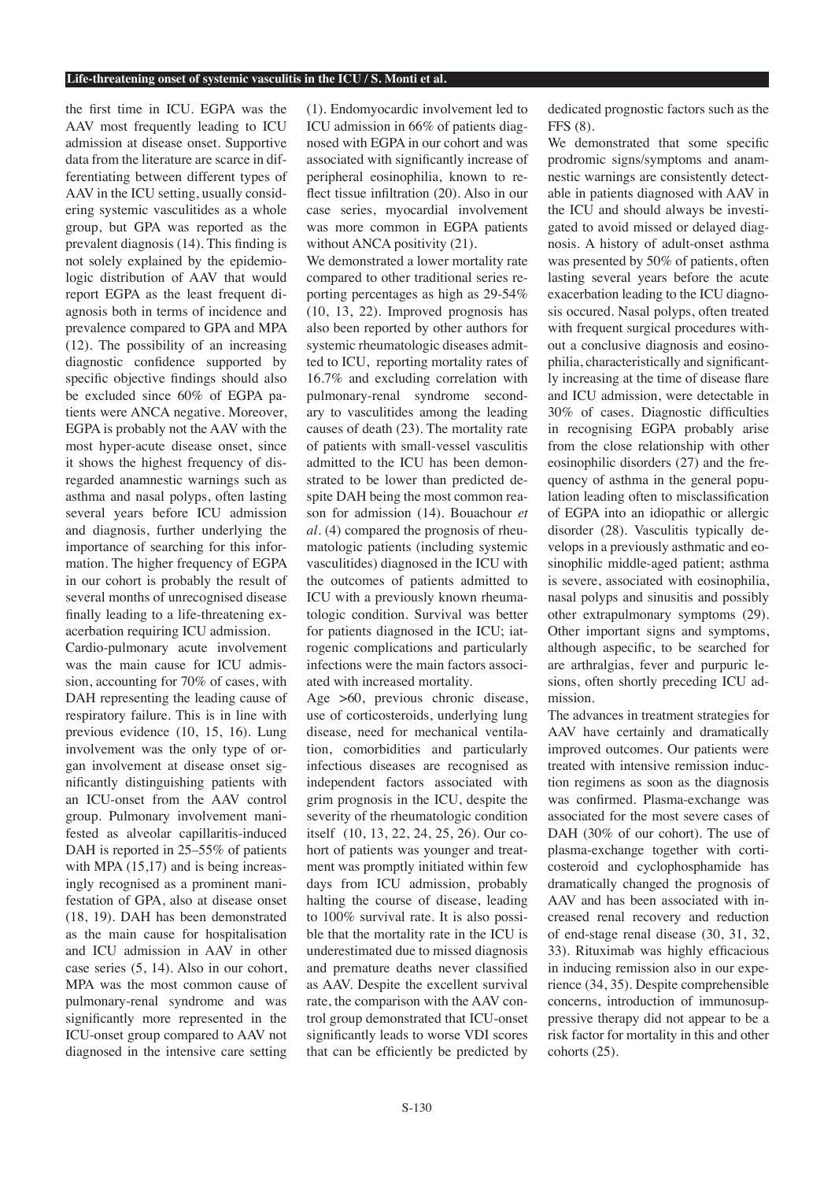the first time in ICU. EGPA was the AAV most frequently leading to ICU admission at disease onset. Supportive data from the literature are scarce in differentiating between different types of AAV in the ICU setting, usually considering systemic vasculitides as a whole group, but GPA was reported as the prevalent diagnosis (14). This finding is not solely explained by the epidemiologic distribution of AAV that would report EGPA as the least frequent diagnosis both in terms of incidence and prevalence compared to GPA and MPA (12). The possibility of an increasing diagnostic confidence supported by specific objective findings should also be excluded since 60% of EGPA patients were ANCA negative. Moreover, EGPA is probably not the AAV with the most hyper-acute disease onset, since it shows the highest frequency of disregarded anamnestic warnings such as asthma and nasal polyps, often lasting several years before ICU admission and diagnosis, further underlying the importance of searching for this information. The higher frequency of EGPA in our cohort is probably the result of several months of unrecognised disease finally leading to a life-threatening exacerbation requiring ICU admission.

Cardio-pulmonary acute involvement was the main cause for ICU admission, accounting for 70% of cases, with DAH representing the leading cause of respiratory failure. This is in line with previous evidence (10, 15, 16). Lung involvement was the only type of organ involvement at disease onset significantly distinguishing patients with an ICU-onset from the AAV control group. Pulmonary involvement manifested as alveolar capillaritis-induced DAH is reported in 25–55% of patients with MPA (15,17) and is being increasingly recognised as a prominent manifestation of GPA, also at disease onset (18, 19). DAH has been demonstrated as the main cause for hospitalisation and ICU admission in AAV in other case series (5, 14). Also in our cohort, MPA was the most common cause of pulmonary-renal syndrome and was significantly more represented in the ICU-onset group compared to AAV not diagnosed in the intensive care setting (1). Endomyocardic involvement led to ICU admission in 66% of patients diagnosed with EGPA in our cohort and was associated with significantly increase of peripheral eosinophilia, known to reflect tissue infiltration (20). Also in our case series, myocardial involvement was more common in EGPA patients without ANCA positivity (21).

We demonstrated a lower mortality rate compared to other traditional series reporting percentages as high as 29-54% (10, 13, 22). Improved prognosis has also been reported by other authors for systemic rheumatologic diseases admitted to ICU, reporting mortality rates of 16.7% and excluding correlation with pulmonary-renal syndrome secondary to vasculitides among the leading causes of death (23). The mortality rate of patients with small-vessel vasculitis admitted to the ICU has been demonstrated to be lower than predicted despite DAH being the most common reason for admission (14). Bouachour *et al.* (4) compared the prognosis of rheumatologic patients (including systemic vasculitides) diagnosed in the ICU with the outcomes of patients admitted to ICU with a previously known rheumatologic condition. Survival was better for patients diagnosed in the ICU; iatrogenic complications and particularly infections were the main factors associated with increased mortality.

Age >60, previous chronic disease, use of corticosteroids, underlying lung disease, need for mechanical ventilation, comorbidities and particularly infectious diseases are recognised as independent factors associated with grim prognosis in the ICU, despite the severity of the rheumatologic condition itself (10, 13, 22, 24, 25, 26). Our cohort of patients was younger and treatment was promptly initiated within few days from ICU admission, probably halting the course of disease, leading to 100% survival rate. It is also possible that the mortality rate in the ICU is underestimated due to missed diagnosis and premature deaths never classified as AAV. Despite the excellent survival rate, the comparison with the AAV control group demonstrated that ICU-onset significantly leads to worse VDI scores that can be efficiently be predicted by dedicated prognostic factors such as the FFS (8).

We demonstrated that some specific prodromic signs/symptoms and anamnestic warnings are consistently detectable in patients diagnosed with AAV in the ICU and should always be investigated to avoid missed or delayed diagnosis. A history of adult-onset asthma was presented by 50% of patients, often lasting several years before the acute exacerbation leading to the ICU diagnosis occured. Nasal polyps, often treated with frequent surgical procedures without a conclusive diagnosis and eosinophilia, characteristically and significantly increasing at the time of disease flare and ICU admission, were detectable in 30% of cases. Diagnostic difficulties in recognising EGPA probably arise from the close relationship with other eosinophilic disorders (27) and the frequency of asthma in the general population leading often to misclassification of EGPA into an idiopathic or allergic disorder (28). Vasculitis typically develops in a previously asthmatic and eosinophilic middle-aged patient; asthma is severe, associated with eosinophilia, nasal polyps and sinusitis and possibly other extrapulmonary symptoms (29). Other important signs and symptoms, although aspecific, to be searched for are arthralgias, fever and purpuric lesions, often shortly preceding ICU admission.

The advances in treatment strategies for AAV have certainly and dramatically improved outcomes. Our patients were treated with intensive remission induction regimens as soon as the diagnosis was confirmed. Plasma-exchange was associated for the most severe cases of DAH (30% of our cohort). The use of plasma-exchange together with corticosteroid and cyclophosphamide has dramatically changed the prognosis of AAV and has been associated with increased renal recovery and reduction of end-stage renal disease (30, 31, 32, 33). Rituximab was highly efficacious in inducing remission also in our experience (34, 35). Despite comprehensible concerns, introduction of immunosuppressive therapy did not appear to be a risk factor for mortality in this and other cohorts (25).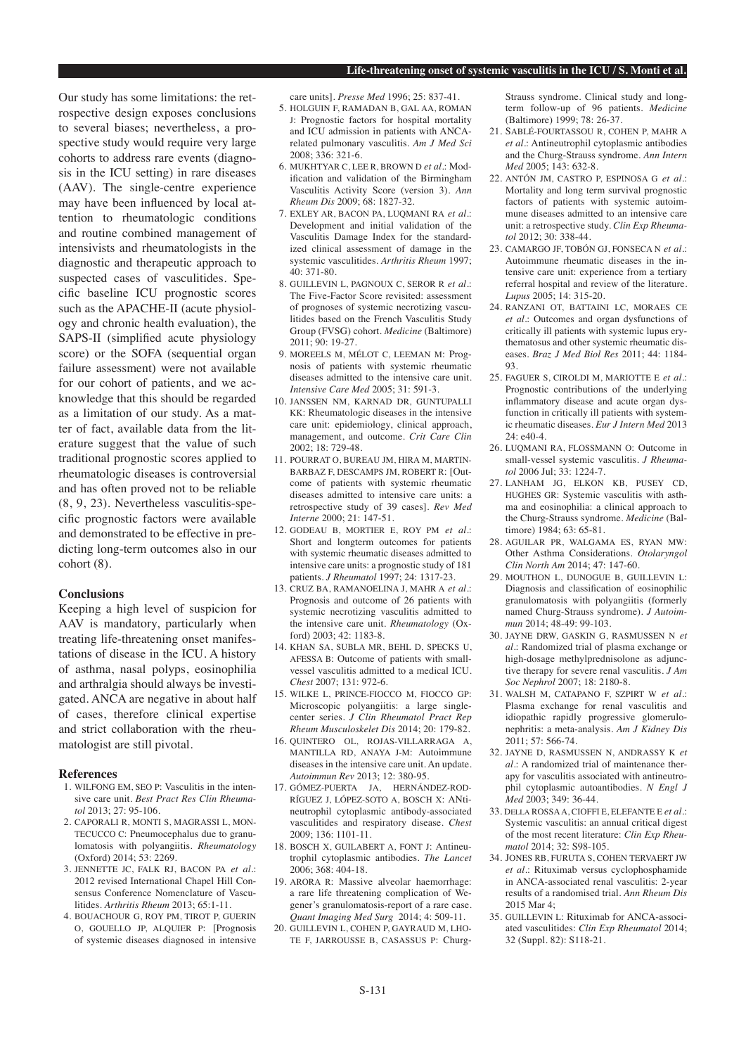Our study has some limitations: the retrospective design exposes conclusions to several biases; nevertheless, a prospective study would require very large cohorts to address rare events (diagnosis in the ICU setting) in rare diseases (AAV). The single-centre experience may have been influenced by local attention to rheumatologic conditions and routine combined management of intensivists and rheumatologists in the diagnostic and therapeutic approach to suspected cases of vasculitides. Specific baseline ICU prognostic scores such as the APACHE-II (acute physiology and chronic health evaluation), the SAPS-II (simplified acute physiology score) or the SOFA (sequential organ failure assessment) were not available for our cohort of patients, and we acknowledge that this should be regarded as a limitation of our study. As a matter of fact, available data from the literature suggest that the value of such traditional prognostic scores applied to rheumatologic diseases is controversial and has often proved not to be reliable (8, 9, 23). Nevertheless vasculitis-specific prognostic factors were available and demonstrated to be effective in predicting long-term outcomes also in our cohort (8).

### Conclusions

Keeping a high level of suspicion for AAV is mandatory, particularly when treating life-threatening onset manifestations of disease in the ICU. A history of asthma, nasal polyps, eosinophilia and arthralgia should always be investigated. ANCA are negative in about half of cases, therefore clinical expertise and strict collaboration with the rheumatologist are still pivotal.

### References

1. WILFONG EM, SEO P: Vasculitis in the intensive care unit. *Best Pract Res Clin Rheumatol* 2013; 27: 95-106.
2. CAPORALI R, MONTI S, MAGRASSI L, MONTECUCCO C: Pneumocephalus due to granulomatosis with polyangiitis. *Rheumatology* (Oxford) 2014; 53: 2269.
3. JENNETTE JC, FALK RJ, BACON PA *et al.*: 2012 revised International Chapel Hill Consensus Conference Nomenclature of Vasculitides. *Arthritis Rheum* 2013; 65:1-11.
4. BOUACHOUR G, ROY PM, TIROT P, GUERIN O, GOUELLO JP, ALQUIER P: [Prognosis of systemic diseases diagnosed in intensive care units]. *Presse Med* 1996; 25: 837-41.
5. HOLGUIN F, RAMADAN B, GAL AA, ROMAN J: Prognostic factors for hospital mortality and ICU admission in patients with ANCA-related pulmonary vasculitis. *Am J Med Sci* 2008; 336: 321-6.
6. MUKHTYAR C, LEE R, BROWN D *et al.*: Modification and validation of the Birmingham Vasculitis Activity Score (version 3). *Ann Rheum Dis* 2009; 68: 1827-32.
7. EXLEY AR, BACON PA, LUQMANI RA *et al.*: Development and initial validation of the Vasculitis Damage Index for the standardized clinical assessment of damage in the systemic vasculitides. *Arthritis Rheum* 1997; 40: 371-80.
8. GUILLEVIN L, PAGNOUX C, SEROR R *et al.*: The Five-Factor Score revisited: assessment of prognoses of systemic necrotizing vasculitides based on the French Vasculitis Study Group (FVSG) cohort. *Medicine* (Baltimore) 2011; 90: 19-27.
9. MOREELS M, MÉLOT C, LEEMAN M: Prognosis of patients with systemic rheumatic diseases admitted to the intensive care unit. *Intensive Care Med* 2005; 31: 591-3.
10. JANSSEN NM, KARNAD DR, GUNTUPALLI KK: Rheumatologic diseases in the intensive care unit: epidemiology, clinical approach, management, and outcome. *Crit Care Clin* 2002; 18: 729-48.
11. POURRAT O, BUREAU JM, HIRA M, MARTIN-BARBAZ F, DESCAMPS JM, ROBERT R: [Outcome of patients with systemic rheumatic diseases admitted to intensive care units: a retrospective study of 39 cases]. *Rev Med Interne* 2000; 21: 147-51.
12. GODEAU B, MORTIER E, ROY PM *et al.*: Short and longterm outcomes for patients with systemic rheumatic diseases admitted to intensive care units: a prognostic study of 181 patients. *J Rheumatol* 1997; 24: 1317-23.
13. CRUZ BA, RAMANOELINA J, MAHR A *et al.*: Prognosis and outcome of 26 patients with systemic necrotizing vasculitis admitted to the intensive care units. *Rheumatology* (Oxford) 2003; 42: 1183-8.
14. KHAN SA, SUBLA MR, BEHL D, SPECKS U, AFESSA B: Outcome of patients with small-vessel vasculitis admitted to a medical ICU. *Chest* 2007; 131: 972-6.
15. WILKE L, PRINCE-FIOCCO M, FIOCCO GP: Microscopic polyangiitis: a large single-center series. *J Clin Rheumatol Pract Rep Rheum Musculoskelet Dis* 2014; 20: 179-82.
16. QUINTERO OL, ROJAS-VILLARRAGA A, MANTILLA RD, ANAYA J-M: Autoimmune diseases in the intensive care unit. An update. *Autoimmun Rev* 2013; 12: 380-95.
17. GÓMEZ-PUERTA JA, HERNÁNDEZ-RODRÍGUEZ J, LÓPEZ-SOTO A, BOSCH X: ANtineutrophil cytoplasmic antibody-associated vasculitides and respiratory disease. *Chest* 2009; 136: 1101-11.
18. BOSCH X, GUILABERT A, FONT J: Antineutrophil cytoplasmic antibodies. *The Lancet* 2006; 368: 404-18.
19. ARORA R: Massive alveolar haemorrhage: a rare life threatening complication of Wegener's granulomatosis-report of a rare case. *Quant Imaging Med Surg* 2014; 4: 509-11.
20. GUILLEVIN L, COHEN P, GAYRAUD M, LHOTE F, JARROUSSE B, CASASSUS P: Churg-Strauss syndrome. Clinical study and long-term follow-up of 96 patients. *Medicine* (Baltimore) 1999; 78: 26-37.
21. SABLÉ-FOURTASSOU R, COHEN P, MAHR A *et al.*: Antineutrophil cytoplasmic antibodies and the Churg-Strauss syndrome. *Ann Intern Med* 2005; 143: 632-8.
22. ANTÓN JM, CASTRO P, ESPINOSA G *et al.*: Mortality and long term survival prognostic factors of patients with systemic autoimmune diseases admitted to an intensive care unit: a retrospective study. *Clin Exp Rheumatol* 2012; 30: 338-44.
23. CAMARGO JF, TOBÓN GJ, FONSECA N *et al.*: Autoimmune rheumatic diseases in the intensive care unit: experience from a tertiary referral hospital and review of the literature. *Lupus* 2005; 14: 315-20.
24. RANZANI OT, BATTAINI LC, MORAES CE *et al.*: Outcomes and organ dysfunctions of critically ill patients with systemic lupus erythematosus and other systemic rheumatic diseases. *Braz J Med Biol Res* 2011; 44: 1184-93.
25. FAGUER S, CIROLDI M, MARIOTTE E *et al.*: Prognostic contributions of the underlying inflammatory disease and acute organ dysfunction in critically ill patients with systemic rheumatic diseases. *Eur J Intern Med* 2013 24: e40-4.
26. LUQMANI RA, FLOSSMANN O: Outcome in small-vessel systemic vasculitis. *J Rheumatol* 2006 Jul; 33: 1224-7.
27. LANHAM JG, ELKON KB, PUSEY CD, HUGHES GR: Systemic vasculitis with asthma and eosinophilia: a clinical approach to the Churg-Strauss syndrome. *Medicine* (Baltimore) 1984; 63: 65-81.
28. AGUILAR PR, WALGAMA ES, RYAN MW: Other Asthma Considerations. *Otolaryngol Clin North Am* 2014; 47: 147-60.
29. MOUTHON L, DUNOGUE B, GUILLEVIN L: Diagnosis and classification of eosinophilic granulomatosis with polyangiitis (formerly named Churg-Strauss syndrome). *J Autoimmun* 2014; 48-49: 99-103.
30. JAYNE DRW, GASKIN G, RASMUSSEN N *et al.*: Randomized trial of plasma exchange or high-dosage methylprednisolone as adjunctive therapy for severe renal vasculitis. *J Am Soc Nephrol* 2007; 18: 2180-8.
31. WALSH M, CATAPANO F, SZPIRT W *et al.*: Plasma exchange for renal vasculitis and idiopathic rapidly progressive glomerulonephritis: a meta-analysis. *Am J Kidney Dis* 2011; 57: 566-74.
32. JAYNE D, RASMUSSEN N, ANDRASSY K *et al.*: A randomized trial of maintenance therapy for vasculitis associated with antineutrophil cytoplasmic autoantibodies. *N Engl J Med* 2003; 349: 36-44.
33. DELLA ROSSA A, CIOFFI E, ELEFANTE E *et al.*: Systemic vasculitis: an annual critical digest of the most recent literature: *Clin Exp Rheumatol* 2014; 32: S98-105.
34. JONES RB, FURUTA S, COHEN TERVAERT JW *et al.*: Rituximab versus cyclophosphamide in ANCA-associated renal vasculitis: 2-year results of a randomised trial. *Ann Rheum Dis* 2015 Mar 4;
35. GUILLEVIN L: Rituximab for ANCA-associated vasculitides: *Clin Exp Rheumatol* 2014; 32 (Suppl. 82): S118-21.